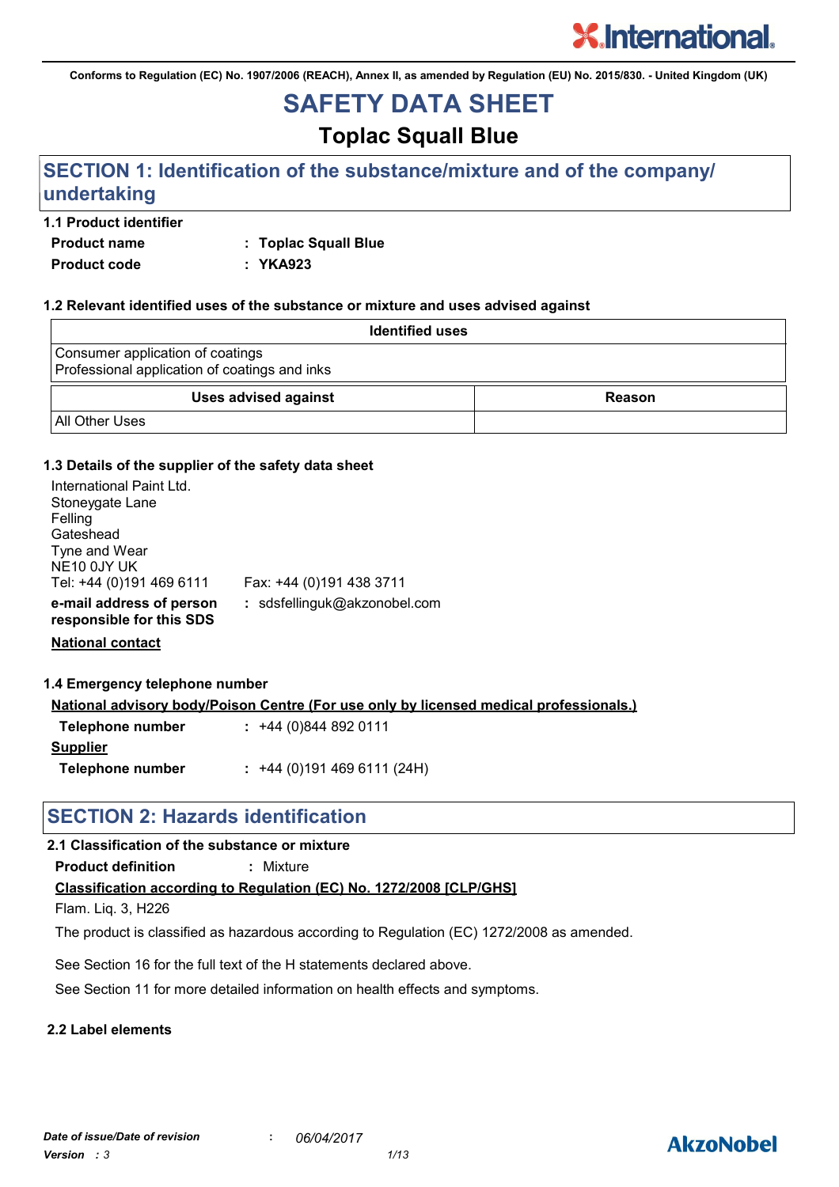Conforms to Regulation (EC) No. 1907/2006 (REACH), Annex II, as amended by Regulation (EU) No. 2015/830. - United Kingdom (UK)

# SAFETY DATA SHEET

## Toplac Squall Blue

## SECTION 1: Identification of the substance/mixture and of the company/ undertaking

### 1.1 Product identifier

**Product name** : **Toplac Squall Blue**

**Product code** : **YKA923**

### 1.2 Relevant identified uses of the substance or mixture and uses advised against

| Identified uses |
| --- |
| Consumer application of coatings<br>Professional application of coatings and inks |

| Uses advised against | Reason |
| --- | --- |
| All Other Uses | |

### 1.3 Details of the supplier of the safety data sheet

International Paint Ltd.
Stoneygate Lane
Felling
Gateshead
Tyne and Wear
NE10 0JY UK
Tel: +44 (0)191 469 6111 Fax: +44 (0)191 438 3711

**e-mail address of person responsible for this SDS** : sdsfellinguk@akzonobel.com

**National contact**

### 1.4 Emergency telephone number

**National advisory body/Poison Centre (For use only by licensed medical professionals.)**

**Telephone number** : +44 (0)844 892 0111

**Supplier**

**Telephone number** : +44 (0)191 469 6111 (24H)

## SECTION 2: Hazards identification

### 2.1 Classification of the substance or mixture

**Product definition** : Mixture

**Classification according to Regulation (EC) No. 1272/2008 [CLP/GHS]**

Flam. Liq. 3, H226

The product is classified as hazardous according to Regulation (EC) 1272/2008 as amended.

See Section 16 for the full text of the H statements declared above.

See Section 11 for more detailed information on health effects and symptoms.

### 2.2 Label elements

*Date of issue/Date of revision* : *06/04/2017*

*Version* : *3*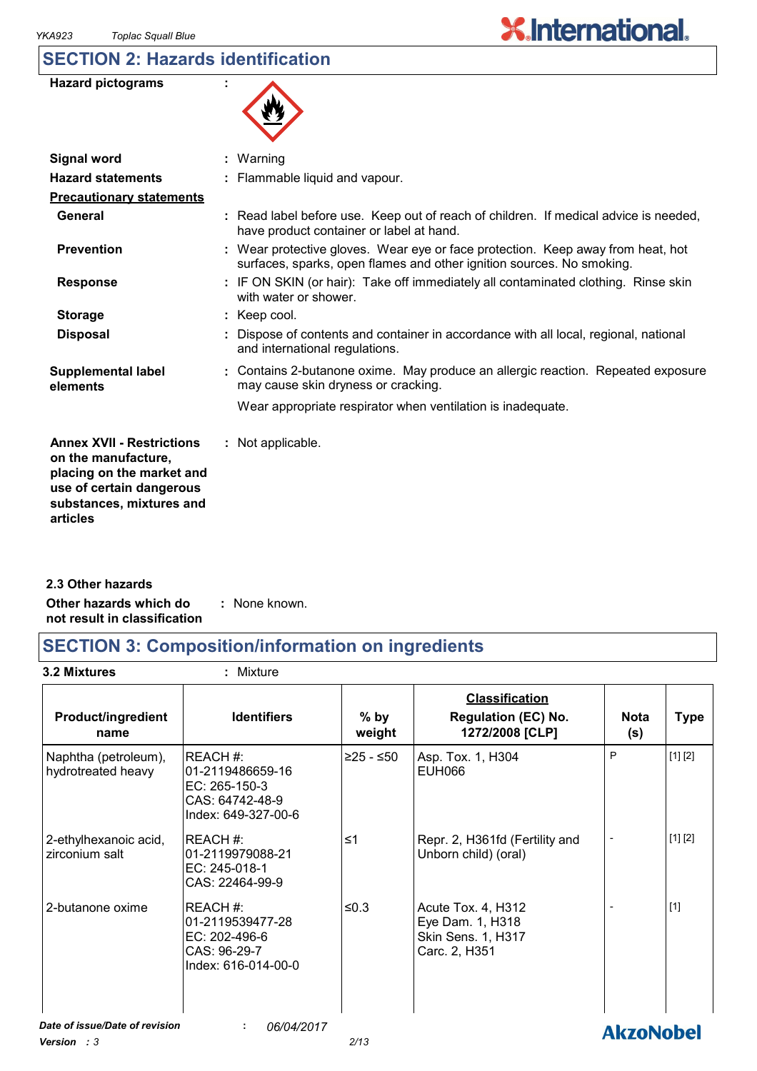## SECTION 2: Hazards identification

**Hazard pictograms** :

**Signal word** : Warning

**Hazard statements** : Flammable liquid and vapour.

**Precautionary statements**

**General** : Read label before use. Keep out of reach of children. If medical advice is needed, have product container or label at hand.

**Prevention** : Wear protective gloves. Wear eye or face protection. Keep away from heat, hot surfaces, sparks, open flames and other ignition sources. No smoking.

**Response** : IF ON SKIN (or hair): Take off immediately all contaminated clothing. Rinse skin with water or shower.

**Storage** : Keep cool.

**Disposal** : Dispose of contents and container in accordance with all local, regional, national and international regulations.

**Supplemental label elements** : Contains 2-butanone oxime. May produce an allergic reaction. Repeated exposure may cause skin dryness or cracking.

Wear appropriate respirator when ventilation is inadequate.

**Annex XVII - Restrictions on the manufacture, placing on the market and use of certain dangerous substances, mixtures and articles** : Not applicable.

### 2.3 Other hazards

**Other hazards which do not result in classification** : None known.

## SECTION 3: Composition/information on ingredients

**3.2 Mixtures** : Mixture

| Product/ingredient name | Identifiers | % by weight | Classification Regulation (EC) No. 1272/2008 [CLP] | Nota (s) | Type |
|---|---|---|---|---|---|
| Naphtha (petroleum), hydrotreated heavy | REACH #: 01-2119486659-16 EC: 265-150-3 CAS: 64742-48-9 Index: 649-327-00-6 | ≥25 - ≤50 | Asp. Tox. 1, H304 EUH066 | P | [1] [2] |
| 2-ethylhexanoic acid, zirconium salt | REACH #: 01-2119979088-21 EC: 245-018-1 CAS: 22464-99-9 | ≤1 | Repr. 2, H361fd (Fertility and Unborn child) (oral) | - | [1] [2] |
| 2-butanone oxime | REACH #: 01-2119539477-28 EC: 202-496-6 CAS: 96-29-7 Index: 616-014-00-0 | ≤0.3 | Acute Tox. 4, H312 Eye Dam. 1, H318 Skin Sens. 1, H317 Carc. 2, H351 | - | [1] |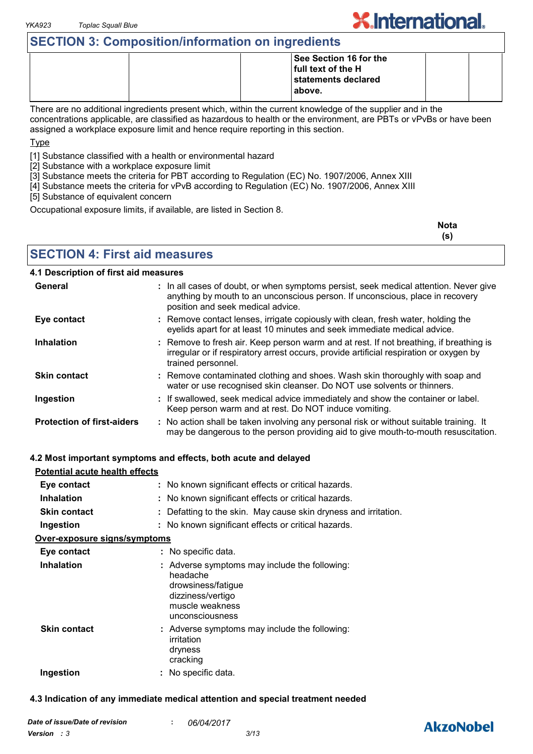## SECTION 3: Composition/information on ingredients

| | | | | | |
|---|---|---|---|---|---|
| | | | **See Section 16 for the full text of the H statements declared above.** | | |

There are no additional ingredients present which, within the current knowledge of the supplier and in the concentrations applicable, are classified as hazardous to health or the environment, are PBTs or vPvBs or have been assigned a workplace exposure limit and hence require reporting in this section.

Type

[1] Substance classified with a health or environmental hazard
[2] Substance with a workplace exposure limit
[3] Substance meets the criteria for PBT according to Regulation (EC) No. 1907/2006, Annex XIII
[4] Substance meets the criteria for vPvB according to Regulation (EC) No. 1907/2006, Annex XIII
[5] Substance of equivalent concern

Occupational exposure limits, if available, are listed in Section 8.

**Nota (s)**

## SECTION 4: First aid measures

### 4.1 Description of first aid measures

**General** : In all cases of doubt, or when symptoms persist, seek medical attention. Never give anything by mouth to an unconscious person. If unconscious, place in recovery position and seek medical advice.

**Eye contact** : Remove contact lenses, irrigate copiously with clean, fresh water, holding the eyelids apart for at least 10 minutes and seek immediate medical advice.

**Inhalation** : Remove to fresh air. Keep person warm and at rest. If not breathing, if breathing is irregular or if respiratory arrest occurs, provide artificial respiration or oxygen by trained personnel.

**Skin contact** : Remove contaminated clothing and shoes. Wash skin thoroughly with soap and water or use recognised skin cleanser. Do NOT use solvents or thinners.

**Ingestion** : If swallowed, seek medical advice immediately and show the container or label. Keep person warm and at rest. Do NOT induce vomiting.

**Protection of first-aiders** : No action shall be taken involving any personal risk or without suitable training. It may be dangerous to the person providing aid to give mouth-to-mouth resuscitation.

### 4.2 Most important symptoms and effects, both acute and delayed

**Potential acute health effects**

**Eye contact** : No known significant effects or critical hazards.

**Inhalation** : No known significant effects or critical hazards.

**Skin contact** : Defatting to the skin. May cause skin dryness and irritation.

**Ingestion** : No known significant effects or critical hazards.

**Over-exposure signs/symptoms**

**Eye contact** : No specific data.

**Inhalation** : Adverse symptoms may include the following:
headache
drowsiness/fatigue
dizziness/vertigo
muscle weakness
unconsciousness

**Skin contact** : Adverse symptoms may include the following:
irritation
dryness
cracking

**Ingestion** : No specific data.

### 4.3 Indication of any immediate medical attention and special treatment needed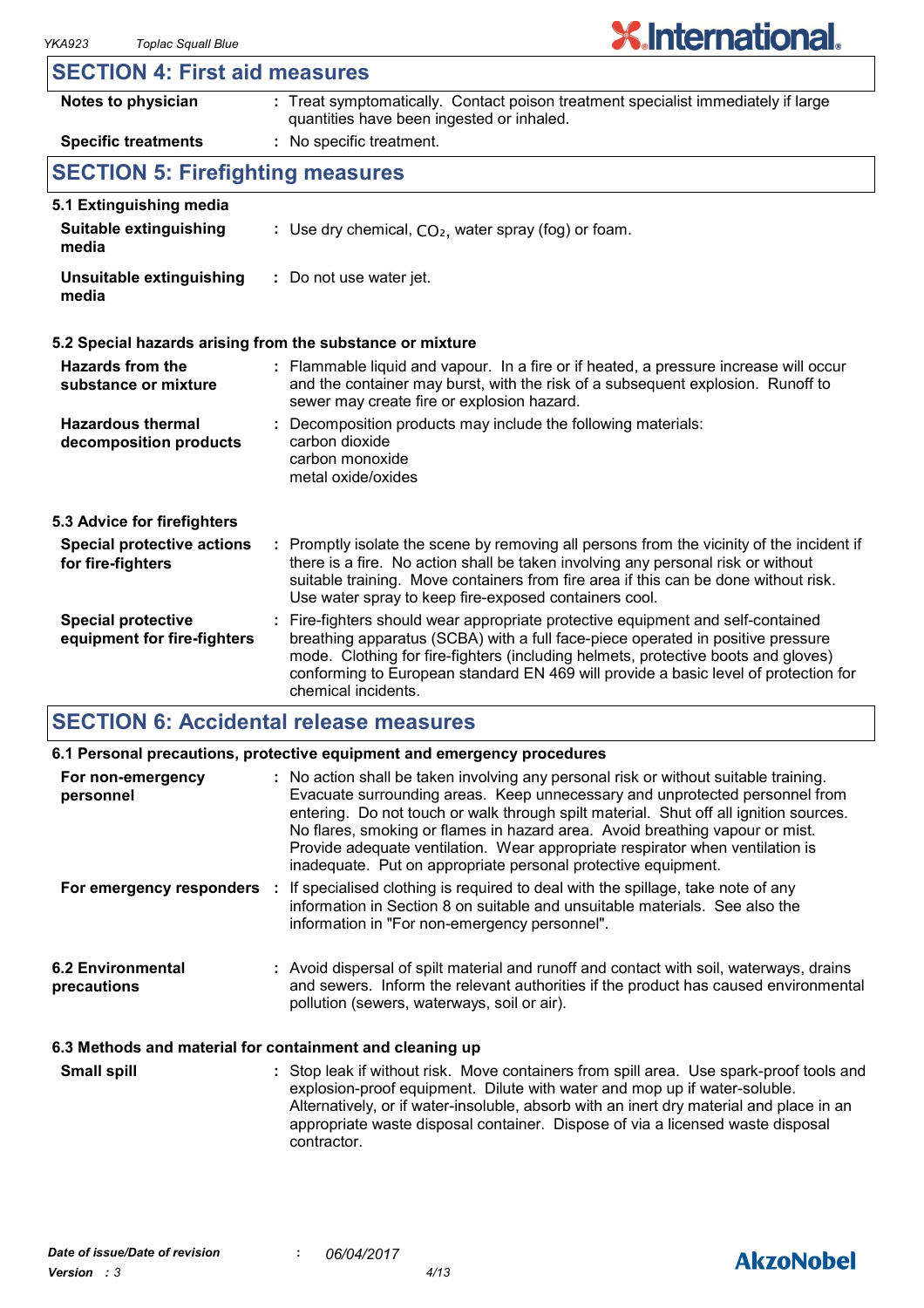## SECTION 4: First aid measures

| | |
|---|---|
| **Notes to physician** | : Treat symptomatically. Contact poison treatment specialist immediately if large quantities have been ingested or inhaled. |
| **Specific treatments** | : No specific treatment. |

## SECTION 5: Firefighting measures

### 5.1 Extinguishing media

| | |
|---|---|
| **Suitable extinguishing media** | : Use dry chemical, $CO_2$, water spray (fog) or foam. |
| **Unsuitable extinguishing media** | : Do not use water jet. |

### 5.2 Special hazards arising from the substance or mixture

| | |
|---|---|
| **Hazards from the substance or mixture** | : Flammable liquid and vapour. In a fire or if heated, a pressure increase will occur and the container may burst, with the risk of a subsequent explosion. Runoff to sewer may create fire or explosion hazard. |
| **Hazardous thermal decomposition products** | : Decomposition products may include the following materials:<br>carbon dioxide<br>carbon monoxide<br>metal oxide/oxides |

### 5.3 Advice for firefighters

| | |
|---|---|
| **Special protective actions for fire-fighters** | : Promptly isolate the scene by removing all persons from the vicinity of the incident if there is a fire. No action shall be taken involving any personal risk or without suitable training. Move containers from fire area if this can be done without risk. Use water spray to keep fire-exposed containers cool. |
| **Special protective equipment for fire-fighters** | : Fire-fighters should wear appropriate protective equipment and self-contained breathing apparatus (SCBA) with a full face-piece operated in positive pressure mode. Clothing for fire-fighters (including helmets, protective boots and gloves) conforming to European standard EN 469 will provide a basic level of protection for chemical incidents. |

## SECTION 6: Accidental release measures

### 6.1 Personal precautions, protective equipment and emergency procedures

| | |
|---|---|
| **For non-emergency personnel** | : No action shall be taken involving any personal risk or without suitable training. Evacuate surrounding areas. Keep unnecessary and unprotected personnel from entering. Do not touch or walk through spilt material. Shut off all ignition sources. No flares, smoking or flames in hazard area. Avoid breathing vapour or mist. Provide adequate ventilation. Wear appropriate respirator when ventilation is inadequate. Put on appropriate personal protective equipment. |
| **For emergency responders** | : If specialised clothing is required to deal with the spillage, take note of any information in Section 8 on suitable and unsuitable materials. See also the information in "For non-emergency personnel". |

| | |
|---|---|
| **6.2 Environmental precautions** | : Avoid dispersal of spilt material and runoff and contact with soil, waterways, drains and sewers. Inform the relevant authorities if the product has caused environmental pollution (sewers, waterways, soil or air). |

### 6.3 Methods and material for containment and cleaning up

| | |
|---|---|
| **Small spill** | : Stop leak if without risk. Move containers from spill area. Use spark-proof tools and explosion-proof equipment. Dilute with water and mop up if water-soluble. Alternatively, or if water-insoluble, absorb with an inert dry material and place in an appropriate waste disposal container. Dispose of via a licensed waste disposal contractor. |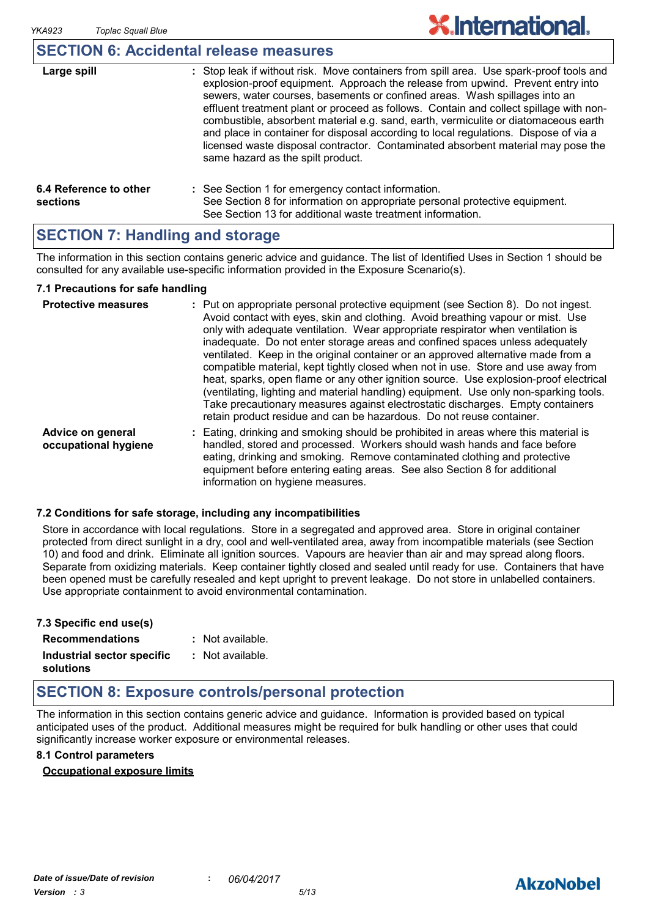## SECTION 6: Accidental release measures

| | |
|---|---|
| **Large spill** | : Stop leak if without risk. Move containers from spill area. Use spark-proof tools and explosion-proof equipment. Approach the release from upwind. Prevent entry into sewers, water courses, basements or confined areas. Wash spillages into an effluent treatment plant or proceed as follows. Contain and collect spillage with non-combustible, absorbent material e.g. sand, earth, vermiculite or diatomaceous earth and place in container for disposal according to local regulations. Dispose of via a licensed waste disposal contractor. Contaminated absorbent material may pose the same hazard as the spilt product. |
| **6.4 Reference to other sections** | : See Section 1 for emergency contact information. See Section 8 for information on appropriate personal protective equipment. See Section 13 for additional waste treatment information. |

## SECTION 7: Handling and storage

The information in this section contains generic advice and guidance. The list of Identified Uses in Section 1 should be consulted for any available use-specific information provided in the Exposure Scenario(s).

### 7.1 Precautions for safe handling

| | |
|---|---|
| **Protective measures** | : Put on appropriate personal protective equipment (see Section 8). Do not ingest. Avoid contact with eyes, skin and clothing. Avoid breathing vapour or mist. Use only with adequate ventilation. Wear appropriate respirator when ventilation is inadequate. Do not enter storage areas and confined spaces unless adequately ventilated. Keep in the original container or an approved alternative made from a compatible material, kept tightly closed when not in use. Store and use away from heat, sparks, open flame or any other ignition source. Use explosion-proof electrical (ventilating, lighting and material handling) equipment. Use only non-sparking tools. Take precautionary measures against electrostatic discharges. Empty containers retain product residue and can be hazardous. Do not reuse container. |
| **Advice on general occupational hygiene** | : Eating, drinking and smoking should be prohibited in areas where this material is handled, stored and processed. Workers should wash hands and face before eating, drinking and smoking. Remove contaminated clothing and protective equipment before entering eating areas. See also Section 8 for additional information on hygiene measures. |

### 7.2 Conditions for safe storage, including any incompatibilities

Store in accordance with local regulations. Store in a segregated and approved area. Store in original container protected from direct sunlight in a dry, cool and well-ventilated area, away from incompatible materials (see Section 10) and food and drink. Eliminate all ignition sources. Vapours are heavier than air and may spread along floors. Separate from oxidizing materials. Keep container tightly closed and sealed until ready for use. Containers that have been opened must be carefully resealed and kept upright to prevent leakage. Do not store in unlabelled containers. Use appropriate containment to avoid environmental contamination.

### 7.3 Specific end use(s)

| | |
|---|---|
| **Recommendations** | : Not available. |
| **Industrial sector specific solutions** | : Not available. |

## SECTION 8: Exposure controls/personal protection

The information in this section contains generic advice and guidance. Information is provided based on typical anticipated uses of the product. Additional measures might be required for bulk handling or other uses that could significantly increase worker exposure or environmental releases.

### 8.1 Control parameters

**Occupational exposure limits**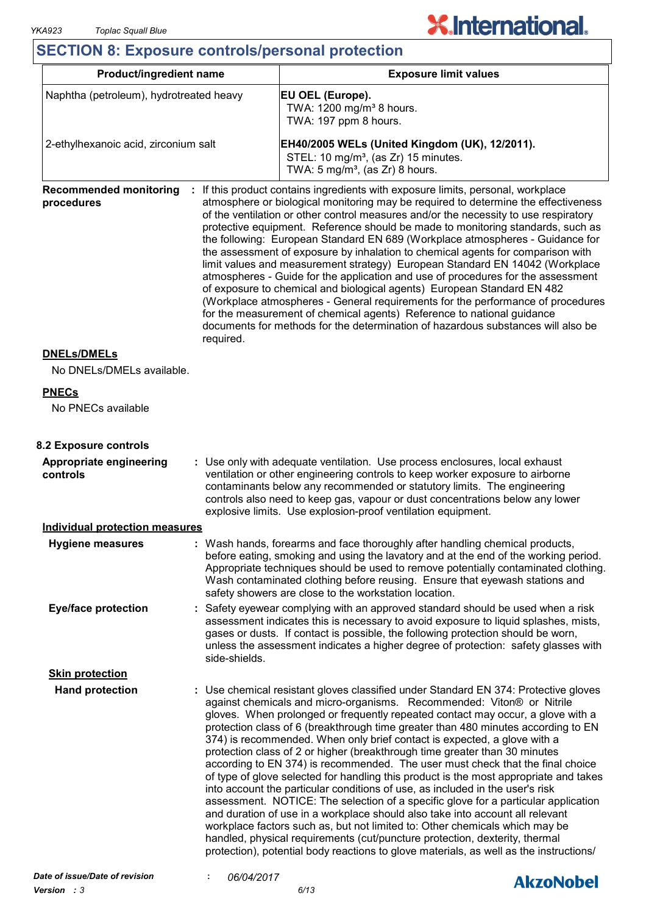## SECTION 8: Exposure controls/personal protection

| Product/ingredient name | Exposure limit values |
| --- | --- |
| Naphtha (petroleum), hydrotreated heavy | **EU OEL (Europe).**<br>TWA: 1200 mg/m³ 8 hours.<br>TWA: 197 ppm 8 hours. |
| 2-ethylhexanoic acid, zirconium salt | **EH40/2005 WELs (United Kingdom (UK), 12/2011).**<br>STEL: 10 mg/m³, (as Zr) 15 minutes.<br>TWA: 5 mg/m³, (as Zr) 8 hours. |

**Recommended monitoring procedures** : If this product contains ingredients with exposure limits, personal, workplace atmosphere or biological monitoring may be required to determine the effectiveness of the ventilation or other control measures and/or the necessity to use respiratory protective equipment. Reference should be made to monitoring standards, such as the following: European Standard EN 689 (Workplace atmospheres - Guidance for the assessment of exposure by inhalation to chemical agents for comparison with limit values and measurement strategy) European Standard EN 14042 (Workplace atmospheres - Guide for the application and use of procedures for the assessment of exposure to chemical and biological agents) European Standard EN 482 (Workplace atmospheres - General requirements for the performance of procedures for the measurement of chemical agents) Reference to national guidance documents for methods for the determination of hazardous substances will also be required.

**DNELs/DMELs**

No DNELs/DMELs available.

**PNECs**

No PNECs available

### 8.2 Exposure controls

**Appropriate engineering controls** : Use only with adequate ventilation. Use process enclosures, local exhaust ventilation or other engineering controls to keep worker exposure to airborne contaminants below any recommended or statutory limits. The engineering controls also need to keep gas, vapour or dust concentrations below any lower explosive limits. Use explosion-proof ventilation equipment.

**Individual protection measures**

**Hygiene measures** : Wash hands, forearms and face thoroughly after handling chemical products, before eating, smoking and using the lavatory and at the end of the working period. Appropriate techniques should be used to remove potentially contaminated clothing. Wash contaminated clothing before reusing. Ensure that eyewash stations and safety showers are close to the workstation location.

**Eye/face protection** : Safety eyewear complying with an approved standard should be used when a risk assessment indicates this is necessary to avoid exposure to liquid splashes, mists, gases or dusts. If contact is possible, the following protection should be worn, unless the assessment indicates a higher degree of protection: safety glasses with side-shields.

**Skin protection**

**Hand protection** : Use chemical resistant gloves classified under Standard EN 374: Protective gloves against chemicals and micro-organisms. Recommended: Viton® or Nitrile gloves. When prolonged or frequently repeated contact may occur, a glove with a protection class of 6 (breakthrough time greater than 480 minutes according to EN 374) is recommended. When only brief contact is expected, a glove with a protection class of 2 or higher (breakthrough time greater than 30 minutes according to EN 374) is recommended. The user must check that the final choice of type of glove selected for handling this product is the most appropriate and takes into account the particular conditions of use, as included in the user's risk assessment. NOTICE: The selection of a specific glove for a particular application and duration of use in a workplace should also take into account all relevant workplace factors such as, but not limited to: Other chemicals which may be handled, physical requirements (cut/puncture protection, dexterity, thermal protection), potential body reactions to glove materials, as well as the instructions/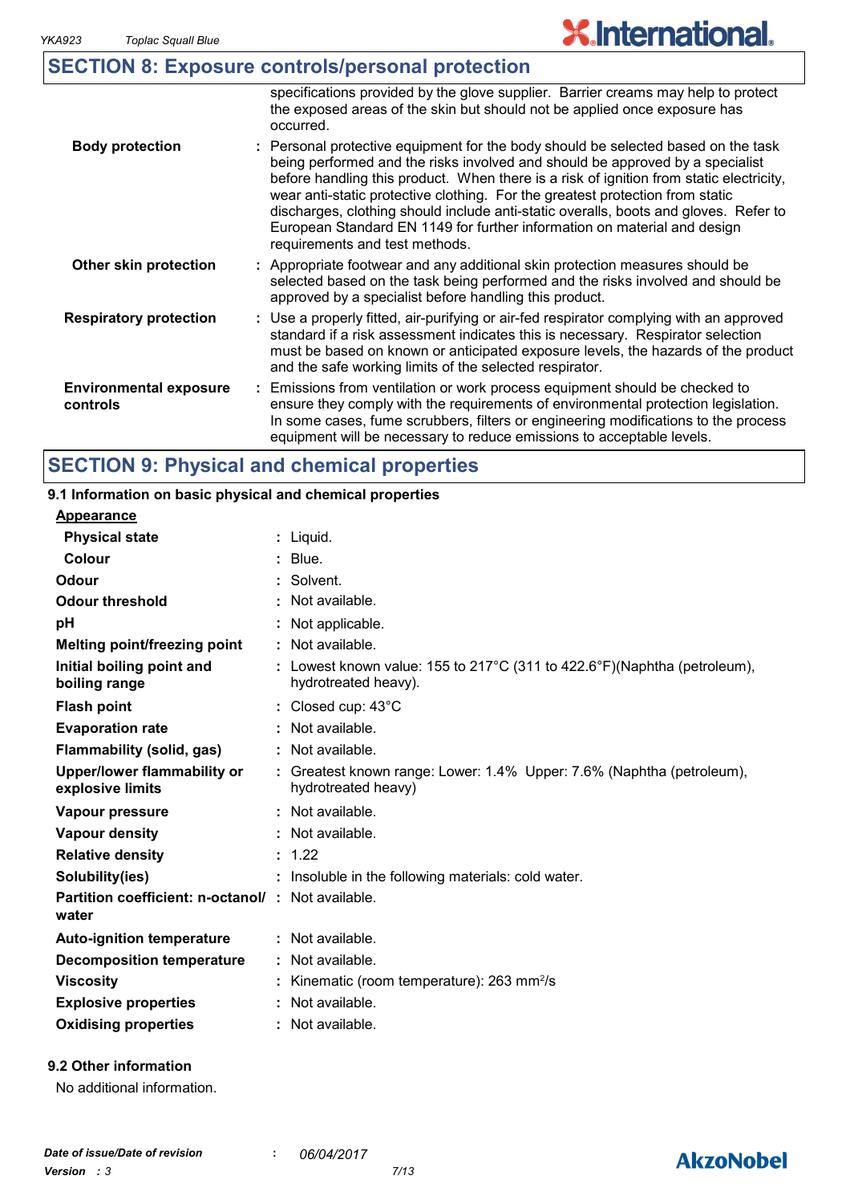## SECTION 8: Exposure controls/personal protection

| | |
|---|---|
| | specifications provided by the glove supplier. Barrier creams may help to protect the exposed areas of the skin but should not be applied once exposure has occurred. |
| **Body protection** | : Personal protective equipment for the body should be selected based on the task being performed and the risks involved and should be approved by a specialist before handling this product. When there is a risk of ignition from static electricity, wear anti-static protective clothing. For the greatest protection from static discharges, clothing should include anti-static overalls, boots and gloves. Refer to European Standard EN 1149 for further information on material and design requirements and test methods. |
| **Other skin protection** | : Appropriate footwear and any additional skin protection measures should be selected based on the task being performed and the risks involved and should be approved by a specialist before handling this product. |
| **Respiratory protection** | : Use a properly fitted, air-purifying or air-fed respirator complying with an approved standard if a risk assessment indicates this is necessary. Respirator selection must be based on known or anticipated exposure levels, the hazards of the product and the safe working limits of the selected respirator. |
| **Environmental exposure controls** | : Emissions from ventilation or work process equipment should be checked to ensure they comply with the requirements of environmental protection legislation. In some cases, fume scrubbers, filters or engineering modifications to the process equipment will be necessary to reduce emissions to acceptable levels. |

## SECTION 9: Physical and chemical properties

### 9.1 Information on basic physical and chemical properties

**Appearance**

| | |
|---|---|
| **Physical state** | : Liquid. |
| **Colour** | : Blue. |
| **Odour** | : Solvent. |
| **Odour threshold** | : Not available. |
| **pH** | : Not applicable. |
| **Melting point/freezing point** | : Not available. |
| **Initial boiling point and boiling range** | : Lowest known value: 155 to 217°C (311 to 422.6°F)(Naphtha (petroleum), hydrotreated heavy). |
| **Flash point** | : Closed cup: 43°C |
| **Evaporation rate** | : Not available. |
| **Flammability (solid, gas)** | : Not available. |
| **Upper/lower flammability or explosive limits** | : Greatest known range: Lower: 1.4% Upper: 7.6% (Naphtha (petroleum), hydrotreated heavy) |
| **Vapour pressure** | : Not available. |
| **Vapour density** | : Not available. |
| **Relative density** | : 1.22 |
| **Solubility(ies)** | : Insoluble in the following materials: cold water. |
| **Partition coefficient: n-octanol/ water** | : Not available. |
| **Auto-ignition temperature** | : Not available. |
| **Decomposition temperature** | : Not available. |
| **Viscosity** | : Kinematic (room temperature): 263 $mm^2/s$ |
| **Explosive properties** | : Not available. |
| **Oxidising properties** | : Not available. |

### 9.2 Other information

No additional information.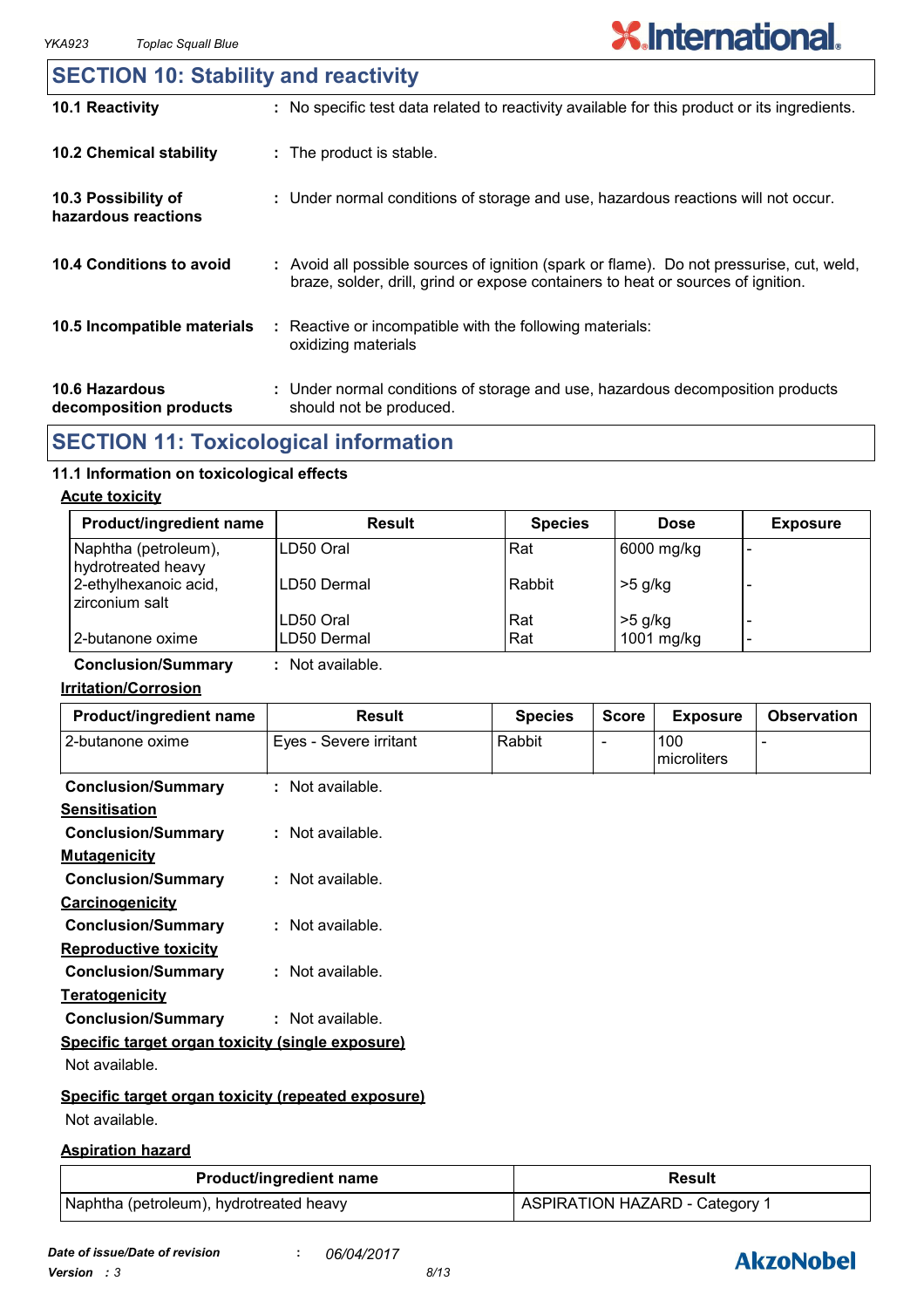## SECTION 10: Stability and reactivity

**10.1 Reactivity** : No specific test data related to reactivity available for this product or its ingredients.

**10.2 Chemical stability** : The product is stable.

**10.3 Possibility of hazardous reactions** : Under normal conditions of storage and use, hazardous reactions will not occur.

**10.4 Conditions to avoid** : Avoid all possible sources of ignition (spark or flame). Do not pressurise, cut, weld, braze, solder, drill, grind or expose containers to heat or sources of ignition.

**10.5 Incompatible materials** : Reactive or incompatible with the following materials: oxidizing materials

**10.6 Hazardous decomposition products** : Under normal conditions of storage and use, hazardous decomposition products should not be produced.

## SECTION 11: Toxicological information

### 11.1 Information on toxicological effects

**Acute toxicity**

| Product/ingredient name | Result | Species | Dose | Exposure |
|---|---|---|---|---|
| Naphtha (petroleum), hydrotreated heavy | LD50 Oral | Rat | 6000 mg/kg | - |
| 2-ethylhexanoic acid, zirconium salt | LD50 Dermal | Rabbit | >5 g/kg | - |
| | LD50 Oral | Rat | >5 g/kg | - |
| 2-butanone oxime | LD50 Dermal | Rat | 1001 mg/kg | - |

**Conclusion/Summary** : Not available.

**Irritation/Corrosion**

| Product/ingredient name | Result | Species | Score | Exposure | Observation |
|---|---|---|---|---|---|
| 2-butanone oxime | Eyes - Severe irritant | Rabbit | - | 100 microliters | - |

**Conclusion/Summary** : Not available.

**Sensitisation**

**Conclusion/Summary** : Not available.

**Mutagenicity**

**Conclusion/Summary** : Not available.

**Carcinogenicity**

**Conclusion/Summary** : Not available.

**Reproductive toxicity**

**Conclusion/Summary** : Not available.

**Teratogenicity**

**Conclusion/Summary** : Not available.

**Specific target organ toxicity (single exposure)**

Not available.

**Specific target organ toxicity (repeated exposure)**

Not available.

**Aspiration hazard**

| Product/ingredient name | Result |
|---|---|
| Naphtha (petroleum), hydrotreated heavy | ASPIRATION HAZARD - Category 1 |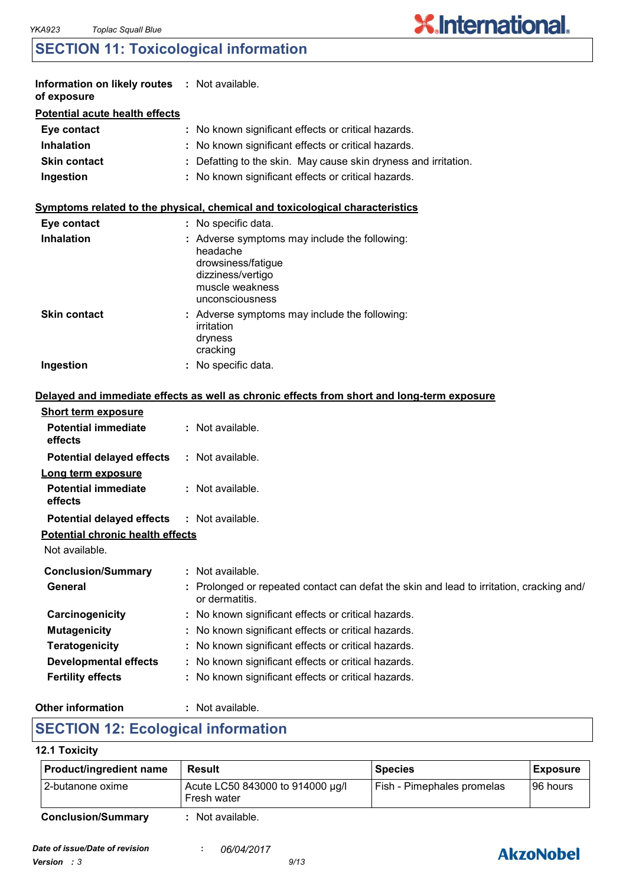## SECTION 11: Toxicological information

**Information on likely routes of exposure** : Not available.

**Potential acute health effects**

**Eye contact** : No known significant effects or critical hazards.
**Inhalation** : No known significant effects or critical hazards.
**Skin contact** : Defatting to the skin. May cause skin dryness and irritation.
**Ingestion** : No known significant effects or critical hazards.

**Symptoms related to the physical, chemical and toxicological characteristics**

**Eye contact** : No specific data.
**Inhalation** : Adverse symptoms may include the following:
headache
drowsiness/fatigue
dizziness/vertigo
muscle weakness
unconsciousness
**Skin contact** : Adverse symptoms may include the following:
irritation
dryness
cracking
**Ingestion** : No specific data.

**Delayed and immediate effects as well as chronic effects from short and long-term exposure**

**Short term exposure**

**Potential immediate effects** : Not available.
**Potential delayed effects** : Not available.

**Long term exposure**

**Potential immediate effects** : Not available.
**Potential delayed effects** : Not available.

**Potential chronic health effects**

Not available.

**Conclusion/Summary** : Not available.
**General** : Prolonged or repeated contact can defat the skin and lead to irritation, cracking and/or dermatitis.
**Carcinogenicity** : No known significant effects or critical hazards.
**Mutagenicity** : No known significant effects or critical hazards.
**Teratogenicity** : No known significant effects or critical hazards.
**Developmental effects** : No known significant effects or critical hazards.
**Fertility effects** : No known significant effects or critical hazards.

**Other information** : Not available.

## SECTION 12: Ecological information

### 12.1 Toxicity

| Product/ingredient name | Result | Species | Exposure |
|---|---|---|---|
| 2-butanone oxime | Acute LC50 843000 to 914000 µg/l Fresh water | Fish - Pimephales promelas | 96 hours |

**Conclusion/Summary** : Not available.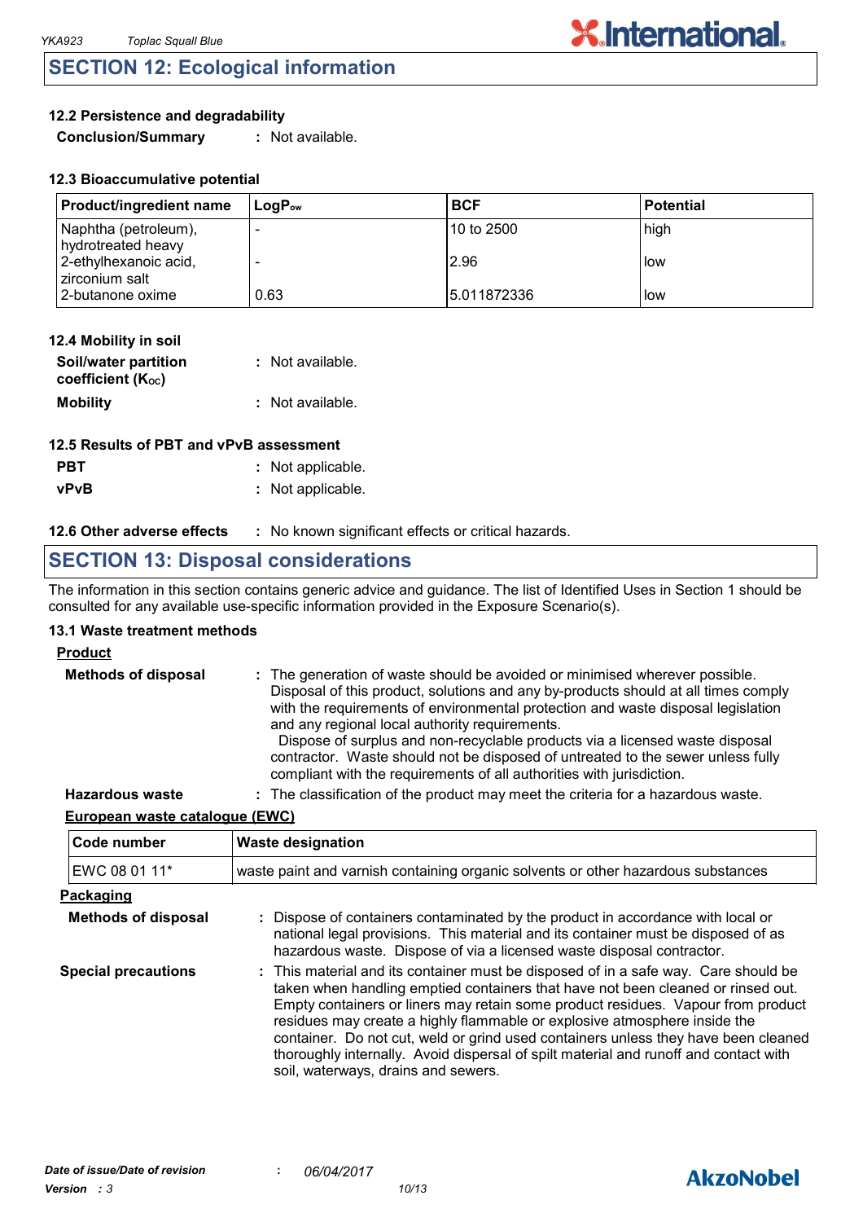## SECTION 12: Ecological information

### 12.2 Persistence and degradability

**Conclusion/Summary** : Not available.

### 12.3 Bioaccumulative potential

| Product/ingredient name | $LogP_{ow}$ | BCF | Potential |
|---|---|---|---|
| Naphtha (petroleum), hydrotreated heavy | - | 10 to 2500 | high |
| 2-ethylhexanoic acid, zirconium salt | - | 2.96 | low |
| 2-butanone oxime | 0.63 | 5.011872336 | low |

### 12.4 Mobility in soil

**Soil/water partition coefficient ($K_{OC}$)** : Not available.

**Mobility** : Not available.

### 12.5 Results of PBT and vPvB assessment

**PBT** : Not applicable.

**vPvB** : Not applicable.

**12.6 Other adverse effects** : No known significant effects or critical hazards.

## SECTION 13: Disposal considerations

The information in this section contains generic advice and guidance. The list of Identified Uses in Section 1 should be consulted for any available use-specific information provided in the Exposure Scenario(s).

### 13.1 Waste treatment methods

**Product**

**Methods of disposal** : The generation of waste should be avoided or minimised wherever possible. Disposal of this product, solutions and any by-products should at all times comply with the requirements of environmental protection and waste disposal legislation and any regional local authority requirements.
Dispose of surplus and non-recyclable products via a licensed waste disposal contractor. Waste should not be disposed of untreated to the sewer unless fully compliant with the requirements of all authorities with jurisdiction.

**Hazardous waste** : The classification of the product may meet the criteria for a hazardous waste.

**European waste catalogue (EWC)**

| Code number | Waste designation |
|---|---|
| EWC 08 01 11* | waste paint and varnish containing organic solvents or other hazardous substances |

**Packaging**

**Methods of disposal** : Dispose of containers contaminated by the product in accordance with local or national legal provisions. This material and its container must be disposed of as hazardous waste. Dispose of via a licensed waste disposal contractor.

**Special precautions** : This material and its container must be disposed of in a safe way. Care should be taken when handling emptied containers that have not been cleaned or rinsed out. Empty containers or liners may retain some product residues. Vapour from product residues may create a highly flammable or explosive atmosphere inside the container. Do not cut, weld or grind used containers unless they have been cleaned thoroughly internally. Avoid dispersal of spilt material and runoff and contact with soil, waterways, drains and sewers.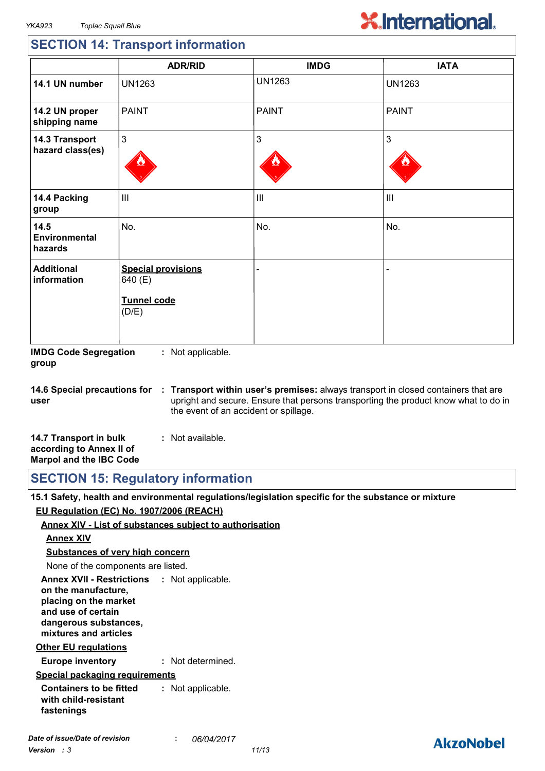## SECTION 14: Transport information

| | ADR/RID | IMDG | IATA |
|---|---|---|---|
| **14.1 UN number** | UN1263 | UN1263 | UN1263 |
| **14.2 UN proper shipping name** | PAINT | PAINT | PAINT |
| **14.3 Transport hazard class(es)** | 3 | 3 | 3 |
| **14.4 Packing group** | III | III | III |
| **14.5 Environmental hazards** | No. | No. | No. |
| **Additional information** | **Special provisions** 640 (E) **Tunnel code** (D/E) | - | - |

**IMDG Code Segregation group** : Not applicable.

**14.6 Special precautions for user** : **Transport within user's premises:** always transport in closed containers that are upright and secure. Ensure that persons transporting the product know what to do in the event of an accident or spillage.

**14.7 Transport in bulk according to Annex II of Marpol and the IBC Code** : Not available.

## SECTION 15: Regulatory information

**15.1 Safety, health and environmental regulations/legislation specific for the substance or mixture**

**EU Regulation (EC) No. 1907/2006 (REACH)**

**Annex XIV - List of substances subject to authorisation**

**Annex XIV**

**Substances of very high concern**

None of the components are listed.

**Annex XVII - Restrictions on the manufacture, placing on the market and use of certain dangerous substances, mixtures and articles** : Not applicable.

**Other EU regulations**

**Europe inventory** : Not determined.

**Special packaging requirements**

**Containers to be fitted with child-resistant fastenings** : Not applicable.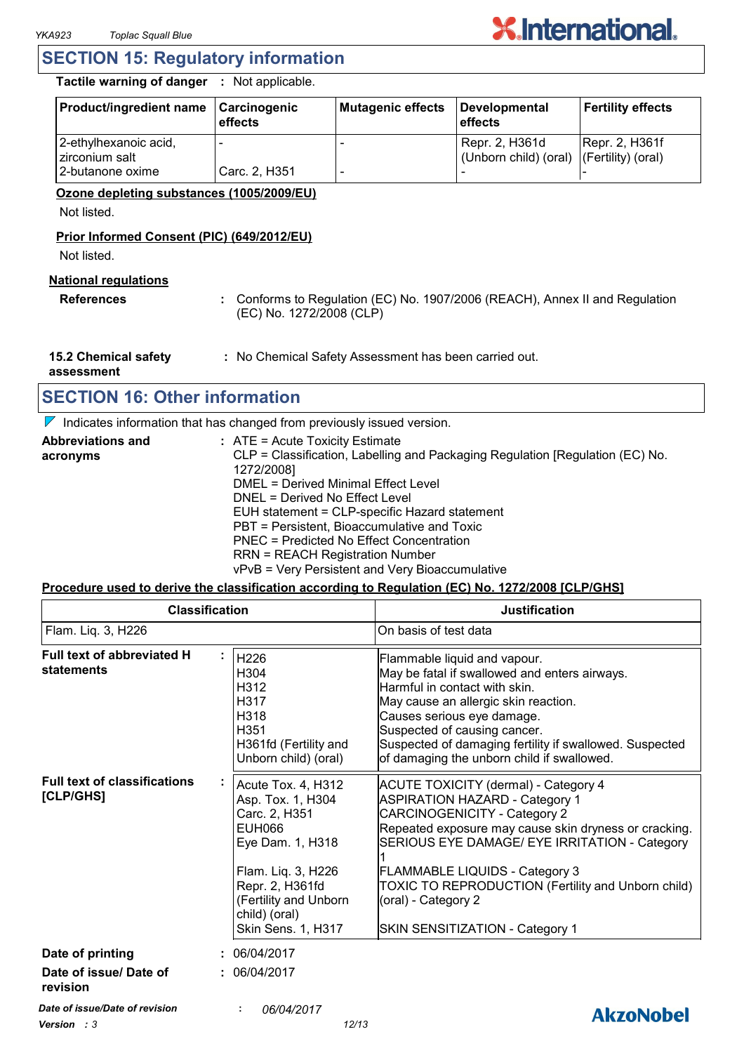## SECTION 15: Regulatory information

**Tactile warning of danger** : Not applicable.

| Product/ingredient name | Carcinogenic effects | Mutagenic effects | Developmental effects | Fertility effects |
|---|---|---|---|---|
| 2-ethylhexanoic acid, zirconium salt | - | - | Repr. 2, H361d (Unborn child) (oral) | Repr. 2, H361f (Fertility) (oral) |
| 2-butanone oxime | Carc. 2, H351 | - | - | - |

**Ozone depleting substances (1005/2009/EU)**

Not listed.

**Prior Informed Consent (PIC) (649/2012/EU)**

Not listed.

**National regulations**

**References** : Conforms to Regulation (EC) No. 1907/2006 (REACH), Annex II and Regulation (EC) No. 1272/2008 (CLP)

**15.2 Chemical safety assessment** : No Chemical Safety Assessment has been carried out.

## SECTION 16: Other information

Indicates information that has changed from previously issued version.

**Abbreviations and acronyms** :
ATE = Acute Toxicity Estimate
CLP = Classification, Labelling and Packaging Regulation [Regulation (EC) No. 1272/2008]
DMEL = Derived Minimal Effect Level
DNEL = Derived No Effect Level
EUH statement = CLP-specific Hazard statement
PBT = Persistent, Bioaccumulative and Toxic
PNEC = Predicted No Effect Concentration
RRN = REACH Registration Number
vPvB = Very Persistent and Very Bioaccumulative

**Procedure used to derive the classification according to Regulation (EC) No. 1272/2008 [CLP/GHS]**

| Classification | Justification |
|---|---|
| Flam. Liq. 3, H226 | On basis of test data |

**Full text of abbreviated H statements** :

| | |
|---|---|
| H226 | Flammable liquid and vapour. |
| H304 | May be fatal if swallowed and enters airways. |
| H312 | Harmful in contact with skin. |
| H317 | May cause an allergic skin reaction. |
| H318 | Causes serious eye damage. |
| H351 | Suspected of causing cancer. |
| H361fd (Fertility and Unborn child) (oral) | Suspected of damaging fertility if swallowed. Suspected of damaging the unborn child if swallowed. |

**Full text of classifications [CLP/GHS]** :

| | |
|---|---|
| Acute Tox. 4, H312 | ACUTE TOXICITY (dermal) - Category 4 |
| Asp. Tox. 1, H304 | ASPIRATION HAZARD - Category 1 |
| Carc. 2, H351 | CARCINOGENICITY - Category 2 |
| EUH066 | Repeated exposure may cause skin dryness or cracking. |
| Eye Dam. 1, H318 | SERIOUS EYE DAMAGE/ EYE IRRITATION - Category 1 |
| Flam. Liq. 3, H226 | FLAMMABLE LIQUIDS - Category 3 |
| Repr. 2, H361fd (Fertility and Unborn child) (oral) | TOXIC TO REPRODUCTION (Fertility and Unborn child) (oral) - Category 2 |
| Skin Sens. 1, H317 | SKIN SENSITIZATION - Category 1 |

**Date of printing** : 06/04/2017

**Date of issue/ Date of revision** : 06/04/2017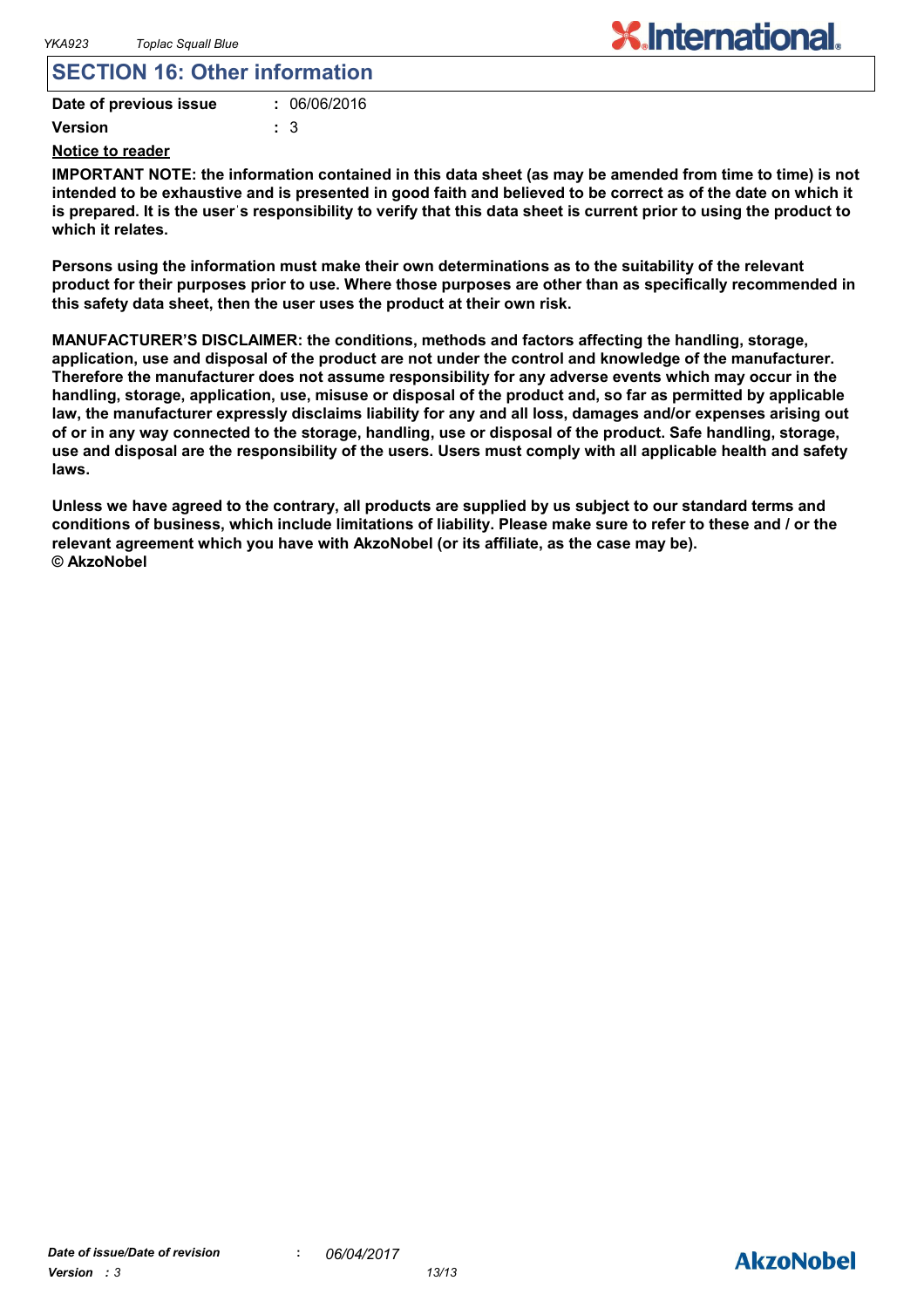## SECTION 16: Other information

| | |
|---|---|
| **Date of previous issue** | : 06/06/2016 |
| **Version** | : 3 |

**Notice to reader**

**IMPORTANT NOTE: the information contained in this data sheet (as may be amended from time to time) is not intended to be exhaustive and is presented in good faith and believed to be correct as of the date on which it is prepared. It is the user's responsibility to verify that this data sheet is current prior to using the product to which it relates.**

**Persons using the information must make their own determinations as to the suitability of the relevant product for their purposes prior to use. Where those purposes are other than as specifically recommended in this safety data sheet, then the user uses the product at their own risk.**

**MANUFACTURER'S DISCLAIMER: the conditions, methods and factors affecting the handling, storage, application, use and disposal of the product are not under the control and knowledge of the manufacturer. Therefore the manufacturer does not assume responsibility for any adverse events which may occur in the handling, storage, application, use, misuse or disposal of the product and, so far as permitted by applicable law, the manufacturer expressly disclaims liability for any and all loss, damages and/or expenses arising out of or in any way connected to the storage, handling, use or disposal of the product. Safe handling, storage, use and disposal are the responsibility of the users. Users must comply with all applicable health and safety laws.**

**Unless we have agreed to the contrary, all products are supplied by us subject to our standard terms and conditions of business, which include limitations of liability. Please make sure to refer to these and / or the relevant agreement which you have with AkzoNobel (or its affiliate, as the case may be).**
**© AkzoNobel**